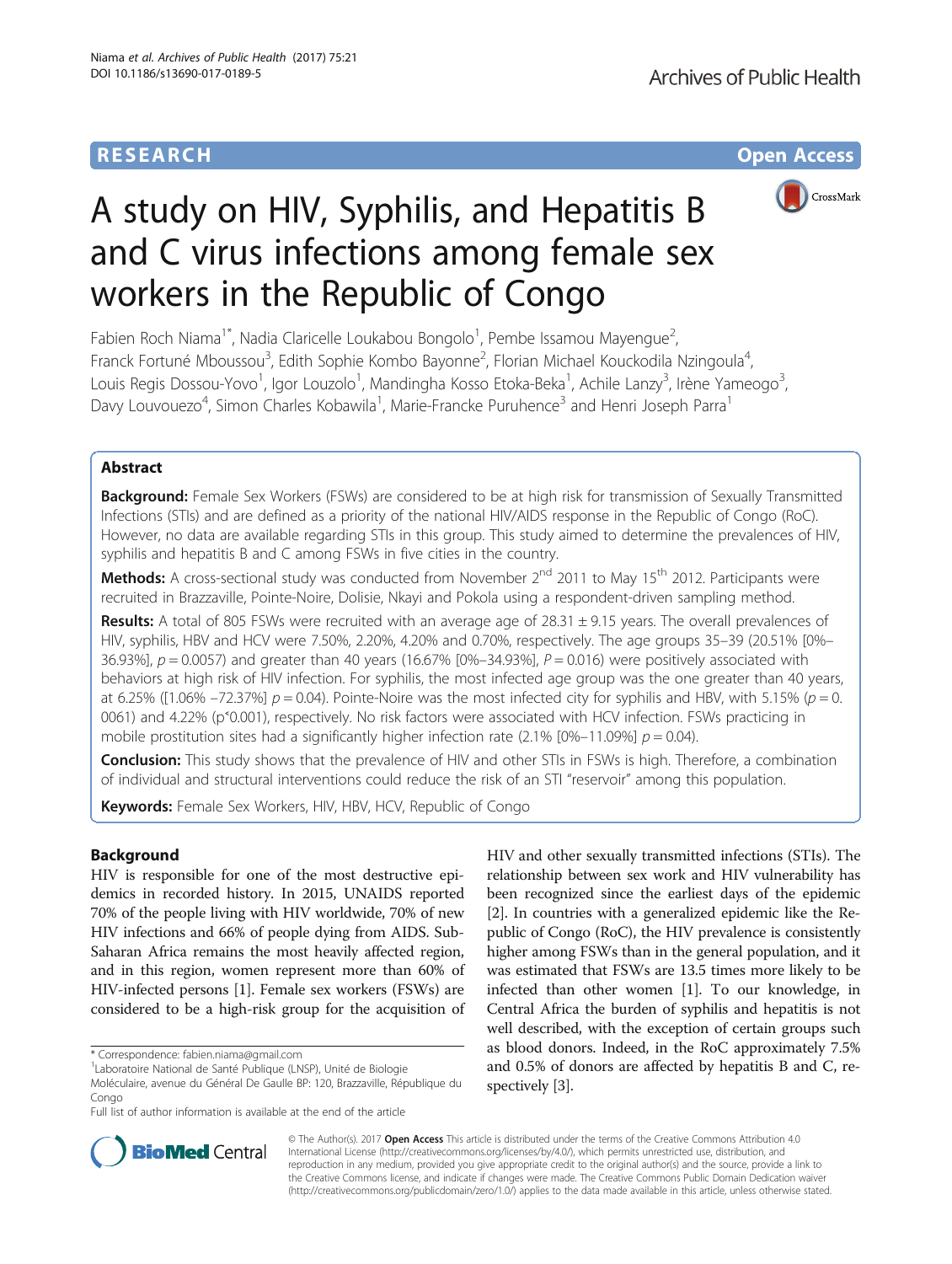# A study on HIV, Syphilis, and Hepatitis B and C virus infections among female sex workers in the Republic of Congo

Fabien Roch Niama[1*], Nadia Claricelle Loukabou Bongolo[1], Pembe Issamou Mayengue[2], Franck Fortuné Mboussou[3], Edith Sophie Kombo Bayonne[2], Florian Michael Kouckodila Nzingoula[4], Louis Regis Dossou-Yovo[1], Igor Louzolo[1], Mandingha Kosso Etoka-Beka[1], Achile Lanzy[3], Irène Yameogo[3], Davy Louvouezo[4], Simon Charles Kobawila[1], Marie-Francke Puruhence[3] and Henri Joseph Parra[1]

## Abstract

**Background:** Female Sex Workers (FSWs) are considered to be at high risk for transmission of Sexually Transmitted Infections (STIs) and are defined as a priority of the national HIV/AIDS response in the Republic of Congo (RoC). However, no data are available regarding STIs in this group. This study aimed to determine the prevalences of HIV, syphilis and hepatitis B and C among FSWs in five cities in the country.

**Methods:** A cross-sectional study was conducted from November 2[nd] 2011 to May 15[th] 2012. Participants were recruited in Brazzaville, Pointe-Noire, Dolisie, Nkayi and Pokola using a respondent-driven sampling method.

**Results:** A total of 805 FSWs were recruited with an average age of 28.31 ± 9.15 years. The overall prevalences of HIV, syphilis, HBV and HCV were 7.50%, 2.20%, 4.20% and 0.70%, respectively. The age groups 35–39 (20.51% [0%–36.93%], $p = 0.0057$) and greater than 40 years (16.67% [0%–34.93%], $P = 0.016$) were positively associated with behaviors at high risk of HIV infection. For syphilis, the most infected age group was the one greater than 40 years, at 6.25% ([1.06% –72.37%] $p = 0.04$). Pointe-Noire was the most infected city for syphilis and HBV, with 5.15% ($p = 0.0061$) and 4.22% ($p < 0.001$), respectively. No risk factors were associated with HCV infection. FSWs practicing in mobile prostitution sites had a significantly higher infection rate (2.1% [0%–11.09%] $p = 0.04$).

**Conclusion:** This study shows that the prevalence of HIV and other STIs in FSWs is high. Therefore, a combination of individual and structural interventions could reduce the risk of an STI "reservoir" among this population.

**Keywords:** Female Sex Workers, HIV, HBV, HCV, Republic of Congo

## Background

HIV is responsible for one of the most destructive epidemics in recorded history. In 2015, UNAIDS reported 70% of the people living with HIV worldwide, 70% of new HIV infections and 66% of people dying from AIDS. Sub-Saharan Africa remains the most heavily affected region, and in this region, women represent more than 60% of HIV-infected persons [1]. Female sex workers (FSWs) are considered to be a high-risk group for the acquisition of HIV and other sexually transmitted infections (STIs). The relationship between sex work and HIV vulnerability has been recognized since the earliest days of the epidemic [2]. In countries with a generalized epidemic like the Republic of Congo (RoC), the HIV prevalence is consistently higher among FSWs than in the general population, and it was estimated that FSWs are 13.5 times more likely to be infected than other women [1]. To our knowledge, in Central Africa the burden of syphilis and hepatitis is not well described, with the exception of certain groups such as blood donors. Indeed, in the RoC approximately 7.5% and 0.5% of donors are affected by hepatitis B and C, respectively [3].

\* Correspondence: fabien.niama@gmail.com
[1]Laboratoire National de Santé Publique (LNSP), Unité de Biologie Moléculaire, avenue du Général De Gaulle BP: 120, Brazzaville, République du Congo
Full list of author information is available at the end of the article

© The Author(s). 2017 **Open Access** This article is distributed under the terms of the Creative Commons Attribution 4.0 International License (http://creativecommons.org/licenses/by/4.0/), which permits unrestricted use, distribution, and reproduction in any medium, provided you give appropriate credit to the original author(s) and the source, provide a link to the Creative Commons license, and indicate if changes were made. The Creative Commons Public Domain Dedication waiver (http://creativecommons.org/publicdomain/zero/1.0/) applies to the data made available in this article, unless otherwise stated.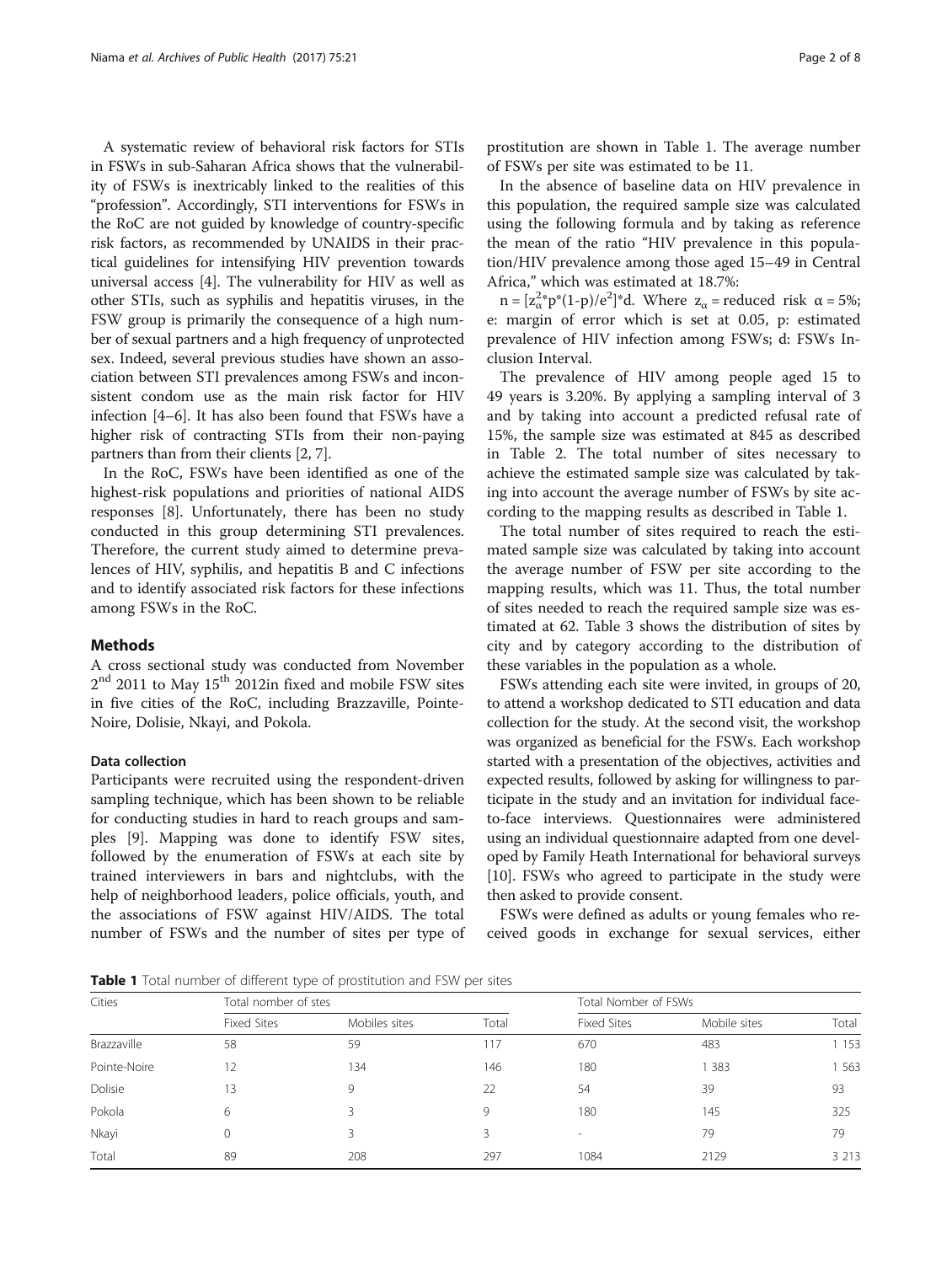A systematic review of behavioral risk factors for STIs in FSWs in sub-Saharan Africa shows that the vulnerability of FSWs is inextricably linked to the realities of this "profession". Accordingly, STI interventions for FSWs in the RoC are not guided by knowledge of country-specific risk factors, as recommended by UNAIDS in their practical guidelines for intensifying HIV prevention towards universal access [4]. The vulnerability for HIV as well as other STIs, such as syphilis and hepatitis viruses, in the FSW group is primarily the consequence of a high number of sexual partners and a high frequency of unprotected sex. Indeed, several previous studies have shown an association between STI prevalences among FSWs and inconsistent condom use as the main risk factor for HIV infection [4–6]. It has also been found that FSWs have a higher risk of contracting STIs from their non-paying partners than from their clients [2, 7].

In the RoC, FSWs have been identified as one of the highest-risk populations and priorities of national AIDS responses [8]. Unfortunately, there has been no study conducted in this group determining STI prevalences. Therefore, the current study aimed to determine prevalences of HIV, syphilis, and hepatitis B and C infections and to identify associated risk factors for these infections among FSWs in the RoC.

## Methods

A cross sectional study was conducted from November 2[nd] 2011 to May 15[th] 2012in fixed and mobile FSW sites in five cities of the RoC, including Brazzaville, Pointe-Noire, Dolisie, Nkayi, and Pokola.

### Data collection

Participants were recruited using the respondent-driven sampling technique, which has been shown to be reliable for conducting studies in hard to reach groups and samples [9]. Mapping was done to identify FSW sites, followed by the enumeration of FSWs at each site by trained interviewers in bars and nightclubs, with the help of neighborhood leaders, police officials, youth, and the associations of FSW against HIV/AIDS. The total number of FSWs and the number of sites per type of prostitution are shown in Table 1. The average number of FSWs per site was estimated to be 11.

In the absence of baseline data on HIV prevalence in this population, the required sample size was calculated using the following formula and by taking as reference the mean of the ratio "HIV prevalence in this population/HIV prevalence among those aged 15–49 in Central Africa," which was estimated at 18.7%:

$n = [z_{\alpha}^{2} * p * (1-p)/e^{2}] * d$. Where $z_{\alpha}$ = reduced risk $\alpha = 5\%$; e: margin of error which is set at 0.05, p: estimated prevalence of HIV infection among FSWs; d: FSWs Inclusion Interval.

The prevalence of HIV among people aged 15 to 49 years is 3.20%. By applying a sampling interval of 3 and by taking into account a predicted refusal rate of 15%, the sample size was estimated at 845 as described in Table 2. The total number of sites necessary to achieve the estimated sample size was calculated by taking into account the average number of FSWs by site according to the mapping results as described in Table 1.

The total number of sites required to reach the estimated sample size was calculated by taking into account the average number of FSW per site according to the mapping results, which was 11. Thus, the total number of sites needed to reach the required sample size was estimated at 62. Table 3 shows the distribution of sites by city and by category according to the distribution of these variables in the population as a whole.

FSWs attending each site were invited, in groups of 20, to attend a workshop dedicated to STI education and data collection for the study. At the second visit, the workshop was organized as beneficial for the FSWs. Each workshop started with a presentation of the objectives, activities and expected results, followed by asking for willingness to participate in the study and an invitation for individual face-to-face interviews. Questionnaires were administered using an individual questionnaire adapted from one developed by Family Heath International for behavioral surveys [10]. FSWs who agreed to participate in the study were then asked to provide consent.

FSWs were defined as adults or young females who received goods in exchange for sexual services, either

**Table 1** Total number of different type of prostitution and FSW per sites

| Cities | Total nombre of stes | | | Total Nomber of FSWs | | |
|---|---|---|---|---|---|---|
| | Fixed Sites | Mobiles sites | Total | Fixed Sites | Mobile sites | Total |
| Brazzaville | 58 | 59 | 117 | 670 | 483 | 1 153 |
| Pointe-Noire | 12 | 134 | 146 | 180 | 1 383 | 1 563 |
| Dolisie | 13 | 9 | 22 | 54 | 39 | 93 |
| Pokola | 6 | 3 | 9 | 180 | 145 | 325 |
| Nkayi | 0 | 3 | 3 | - | 79 | 79 |
| Total | 89 | 208 | 297 | 1084 | 2129 | 3 213 |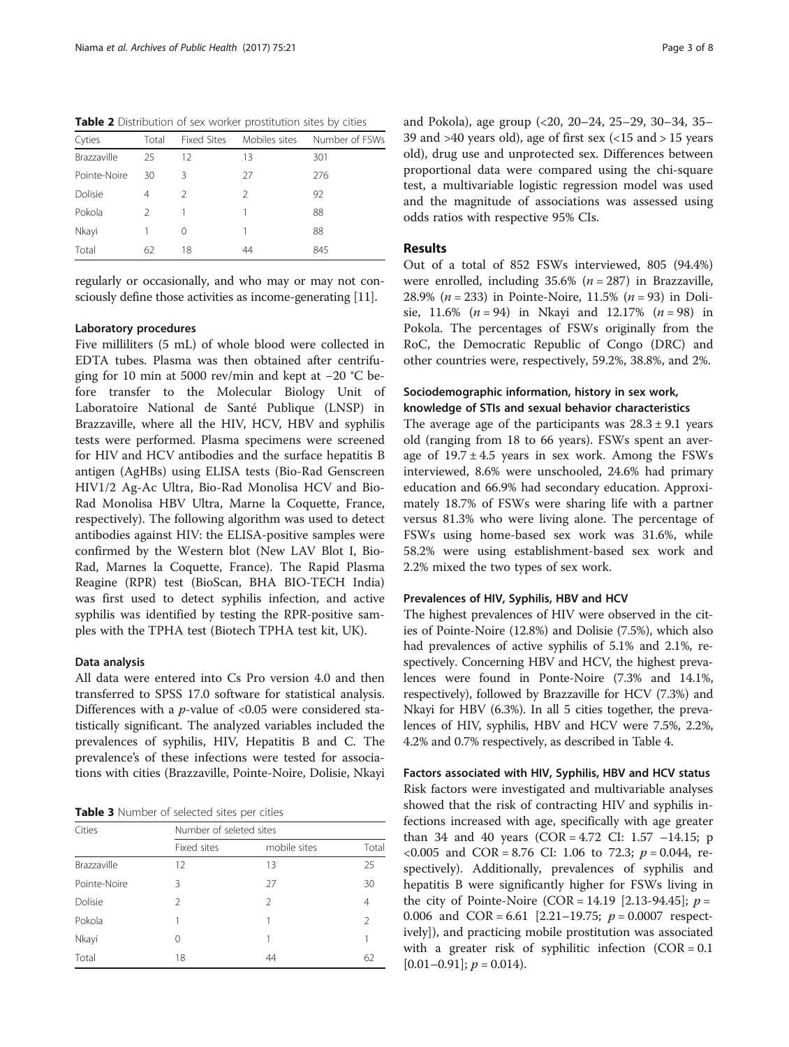**Table 2** Distribution of sex worker prostitution sites by cities

| Cyties | Total | Fixed Sites | Mobiles sites | Number of FSWs |
|---|---|---|---|---|
| Brazzaville | 25 | 12 | 13 | 301 |
| Pointe-Noire | 30 | 3 | 27 | 276 |
| Dolisie | 4 | 2 | 2 | 92 |
| Pokola | 2 | 1 | 1 | 88 |
| Nkayi | 1 | 0 | 1 | 88 |
| Total | 62 | 18 | 44 | 845 |

regularly or occasionally, and who may or may not consciously define those activities as income-generating [11].

### Laboratory procedures

Five milliliters (5 mL) of whole blood were collected in EDTA tubes. Plasma was then obtained after centrifuging for 10 min at 5000 rev/min and kept at −20 °C before transfer to the Molecular Biology Unit of Laboratoire National de Santé Publique (LNSP) in Brazzaville, where all the HIV, HCV, HBV and syphilis tests were performed. Plasma specimens were screened for HIV and HCV antibodies and the surface hepatitis B antigen (AgHBs) using ELISA tests (Bio-Rad Genscreen HIV1/2 Ag-Ac Ultra, Bio-Rad Monolisa HCV and Bio-Rad Monolisa HBV Ultra, Marne la Coquette, France, respectively). The following algorithm was used to detect antibodies against HIV: the ELISA-positive samples were confirmed by the Western blot (New LAV Blot I, Bio-Rad, Marnes la Coquette, France). The Rapid Plasma Reagine (RPR) test (BioScan, BHA BIO-TECH India) was first used to detect syphilis infection, and active syphilis was identified by testing the RPR-positive samples with the TPHA test (Biotech TPHA test kit, UK).

### Data analysis

All data were entered into Cs Pro version 4.0 and then transferred to SPSS 17.0 software for statistical analysis. Differences with a *p*-value of <0.05 were considered statistically significant. The analyzed variables included the prevalences of syphilis, HIV, Hepatitis B and C. The prevalence's of these infections were tested for associations with cities (Brazzaville, Pointe-Noire, Dolisie, Nkayi and Pokola), age group (<20, 20–24, 25–29, 30–34, 35–39 and >40 years old), age of first sex (<15 and > 15 years old), drug use and unprotected sex. Differences between proportional data were compared using the chi-square test, a multivariable logistic regression model was used and the magnitude of associations was assessed using odds ratios with respective 95% CIs.

**Table 3** Number of selected sites per cities

| Cities | Number of seleted sites | | |
|---|---|---|---|
| | Fixed sites | mobile sites | Total |
| Brazzaville | 12 | 13 | 25 |
| Pointe-Noire | 3 | 27 | 30 |
| Dolisie | 2 | 2 | 4 |
| Pokola | 1 | 1 | 2 |
| Nkayi | 0 | 1 | 1 |
| Total | 18 | 44 | 62 |

## Results

Out of a total of 852 FSWs interviewed, 805 (94.4%) were enrolled, including 35.6% ($n = 287$) in Brazzaville, 28.9% ($n = 233$) in Pointe-Noire, 11.5% ($n = 93$) in Dolisie, 11.6% ($n = 94$) in Nkayi and 12.17% ($n = 98$) in Pokola. The percentages of FSWs originally from the RoC, the Democratic Republic of Congo (DRC) and other countries were, respectively, 59.2%, 38.8%, and 2%.

### Sociodemographic information, history in sex work, knowledge of STIs and sexual behavior characteristics

The average age of the participants was $28.3 \pm 9.1$ years old (ranging from 18 to 66 years). FSWs spent an average of $19.7 \pm 4.5$ years in sex work. Among the FSWs interviewed, 8.6% were unschooled, 24.6% had primary education and 66.9% had secondary education. Approximately 18.7% of FSWs were sharing life with a partner versus 81.3% who were living alone. The percentage of FSWs using home-based sex work was 31.6%, while 58.2% were using establishment-based sex work and 2.2% mixed the two types of sex work.

### Prevalences of HIV, Syphilis, HBV and HCV

The highest prevalences of HIV were observed in the cities of Pointe-Noire (12.8%) and Dolisie (7.5%), which also had prevalences of active syphilis of 5.1% and 2.1%, respectively. Concerning HBV and HCV, the highest prevalences were found in Ponte-Noire (7.3% and 14.1%, respectively), followed by Brazzaville for HCV (7.3%) and Nkayi for HBV (6.3%). In all 5 cities together, the prevalences of HIV, syphilis, HBV and HCV were 7.5%, 2.2%, 4.2% and 0.7% respectively, as described in Table 4.

### Factors associated with HIV, Syphilis, HBV and HCV status

Risk factors were investigated and multivariable analyses showed that the risk of contracting HIV and syphilis infections increased with age, specifically with age greater than 34 and 40 years (COR = 4.72 CI: 1.57 −14.15; p <0.005 and COR = 8.76 CI: 1.06 to 72.3; $p = 0.044$, respectively). Additionally, prevalences of syphilis and hepatitis B were significantly higher for FSWs living in the city of Pointe-Noire (COR = 14.19 [2.13-94.45]; $p = 0.006$ and COR = 6.61 [2.21–19.75; $p = 0.0007$ respectively]), and practicing mobile prostitution was associated with a greater risk of syphilitic infection (COR = 0.1 [0.01–0.91]; $p = 0.014$).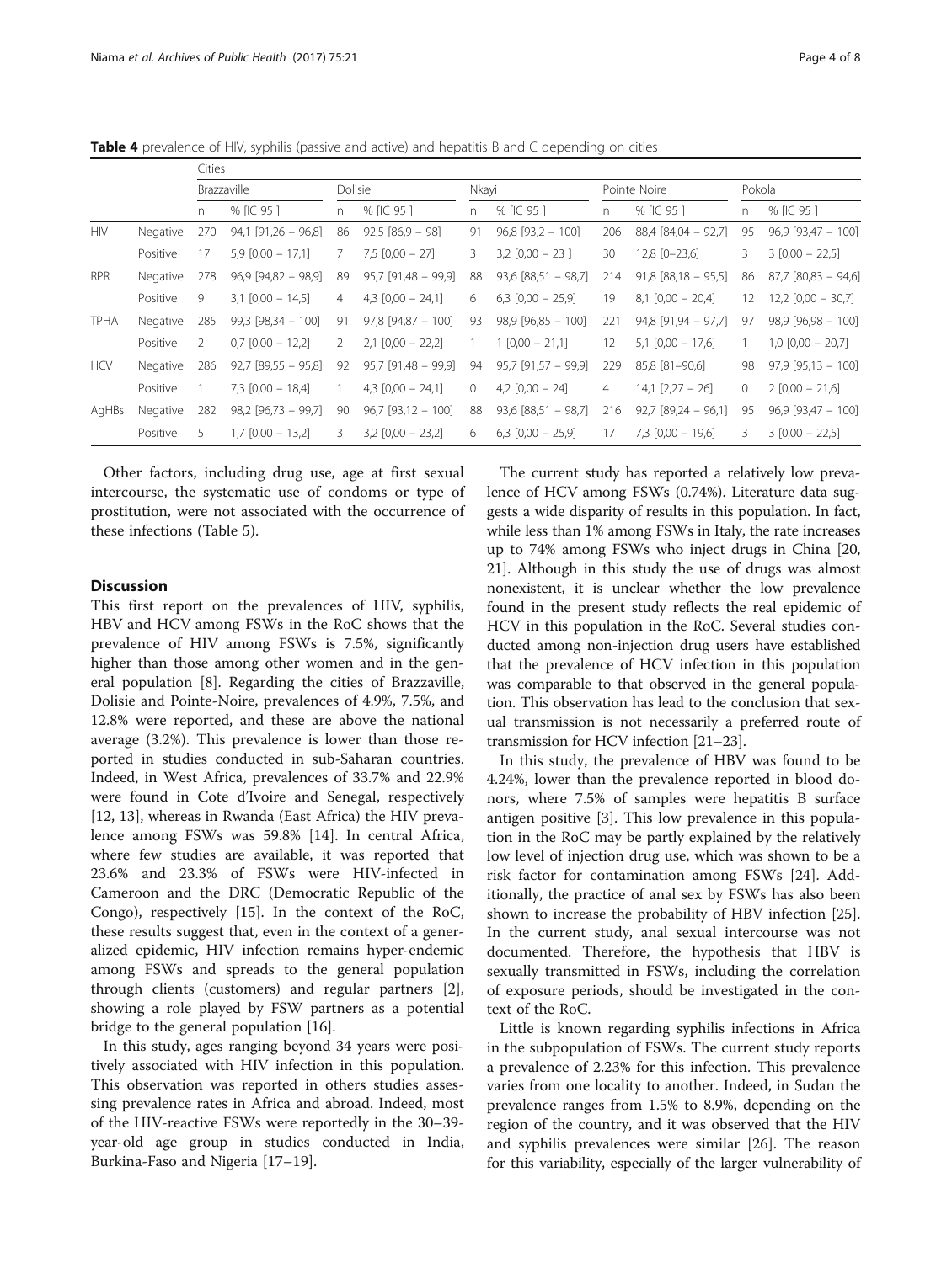**Table 4** prevalence of HIV, syphilis (passive and active) and hepatitis B and C depending on cities

| | | Cities | | | | | | | | | |
|---|---|---|---|---|---|---|---|---|---|---|---|
| | | Brazzaville | | Dolisie | | Nkayi | | Pointe Noire | | Pokola | |
| | | n | % [IC 95 ] | n | % [IC 95 ] | n | % [IC 95 ] | n | % [IC 95 ] | n | % [IC 95 ] |
| HIV | Negative | 270 | 94,1 [91,26 – 96,8] | 86 | 92,5 [86,9 – 98] | 91 | 96,8 [93,2 – 100] | 206 | 88,4 [84,04 – 92,7] | 95 | 96,9 [93,47 – 100] |
| | Positive | 17 | 5,9 [0,00 – 17,1] | 7 | 7,5 [0,00 – 27] | 3 | 3,2 [0,00 – 23 ] | 30 | 12,8 [0–23,6] | 3 | 3 [0,00 – 22,5] |
| RPR | Negative | 278 | 96,9 [94,82 – 98,9] | 89 | 95,7 [91,48 – 99,9] | 88 | 93,6 [88,51 – 98,7] | 214 | 91,8 [88,18 – 95,5] | 86 | 87,7 [80,83 – 94,6] |
| | Positive | 9 | 3,1 [0,00 – 14,5] | 4 | 4,3 [0,00 – 24,1] | 6 | 6,3 [0,00 – 25,9] | 19 | 8,1 [0,00 – 20,4] | 12 | 12,2 [0,00 – 30,7] |
| TPHA | Negative | 285 | 99,3 [98,34 – 100] | 91 | 97,8 [94,87 – 100] | 93 | 98,9 [96,85 – 100] | 221 | 94,8 [91,94 – 97,7] | 97 | 98,9 [96,98 – 100] |
| | Positive | 2 | 0,7 [0,00 – 12,2] | 2 | 2,1 [0,00 – 22,2] | 1 | 1 [0,00 – 21,1] | 12 | 5,1 [0,00 – 17,6] | 1 | 1,0 [0,00 – 20,7] |
| HCV | Negative | 286 | 92,7 [89,55 – 95,8] | 92 | 95,7 [91,48 – 99,9] | 94 | 95,7 [91,57 – 99,9] | 229 | 85,8 [81–90,6] | 98 | 97,9 [95,13 – 100] |
| | Positive | 1 | 7,3 [0,00 – 18,4] | 1 | 4,3 [0,00 – 24,1] | 0 | 4,2 [0,00 – 24] | 4 | 14,1 [2,27 – 26] | 0 | 2 [0,00 – 21,6] |
| AgHBs | Negative | 282 | 98,2 [96,73 – 99,7] | 90 | 96,7 [93,12 – 100] | 88 | 93,6 [88,51 – 98,7] | 216 | 92,7 [89,24 – 96,1] | 95 | 96,9 [93,47 – 100] |
| | Positive | 5 | 1,7 [0,00 – 13,2] | 3 | 3,2 [0,00 – 23,2] | 6 | 6,3 [0,00 – 25,9] | 17 | 7,3 [0,00 – 19,6] | 3 | 3 [0,00 – 22,5] |

Other factors, including drug use, age at first sexual intercourse, the systematic use of condoms or type of prostitution, were not associated with the occurrence of these infections (Table 5).

## Discussion

This first report on the prevalences of HIV, syphilis, HBV and HCV among FSWs in the RoC shows that the prevalence of HIV among FSWs is 7.5%, significantly higher than those among other women and in the general population [8]. Regarding the cities of Brazzaville, Dolisie and Pointe-Noire, prevalences of 4.9%, 7.5%, and 12.8% were reported, and these are above the national average (3.2%). This prevalence is lower than those reported in studies conducted in sub-Saharan countries. Indeed, in West Africa, prevalences of 33.7% and 22.9% were found in Cote d'Ivoire and Senegal, respectively [12, 13], whereas in Rwanda (East Africa) the HIV prevalence among FSWs was 59.8% [14]. In central Africa, where few studies are available, it was reported that 23.6% and 23.3% of FSWs were HIV-infected in Cameroon and the DRC (Democratic Republic of the Congo), respectively [15]. In the context of the RoC, these results suggest that, even in the context of a generalized epidemic, HIV infection remains hyper-endemic among FSWs and spreads to the general population through clients (customers) and regular partners [2], showing a role played by FSW partners as a potential bridge to the general population [16].

In this study, ages ranging beyond 34 years were positively associated with HIV infection in this population. This observation was reported in others studies assessing prevalence rates in Africa and abroad. Indeed, most of the HIV-reactive FSWs were reportedly in the 30–39-year-old age group in studies conducted in India, Burkina-Faso and Nigeria [17–19].

The current study has reported a relatively low prevalence of HCV among FSWs (0.74%). Literature data suggests a wide disparity of results in this population. In fact, while less than 1% among FSWs in Italy, the rate increases up to 74% among FSWs who inject drugs in China [20, 21]. Although in this study the use of drugs was almost nonexistent, it is unclear whether the low prevalence found in the present study reflects the real epidemic of HCV in this population in the RoC. Several studies conducted among non-injection drug users have established that the prevalence of HCV infection in this population was comparable to that observed in the general population. This observation has lead to the conclusion that sexual transmission is not necessarily a preferred route of transmission for HCV infection [21–23].

In this study, the prevalence of HBV was found to be 4.24%, lower than the prevalence reported in blood donors, where 7.5% of samples were hepatitis B surface antigen positive [3]. This low prevalence in this population in the RoC may be partly explained by the relatively low level of injection drug use, which was shown to be a risk factor for contamination among FSWs [24]. Additionally, the practice of anal sex by FSWs has also been shown to increase the probability of HBV infection [25]. In the current study, anal sexual intercourse was not documented. Therefore, the hypothesis that HBV is sexually transmitted in FSWs, including the correlation of exposure periods, should be investigated in the context of the RoC.

Little is known regarding syphilis infections in Africa in the subpopulation of FSWs. The current study reports a prevalence of 2.23% for this infection. This prevalence varies from one locality to another. Indeed, in Sudan the prevalence ranges from 1.5% to 8.9%, depending on the region of the country, and it was observed that the HIV and syphilis prevalences were similar [26]. The reason for this variability, especially of the larger vulnerability of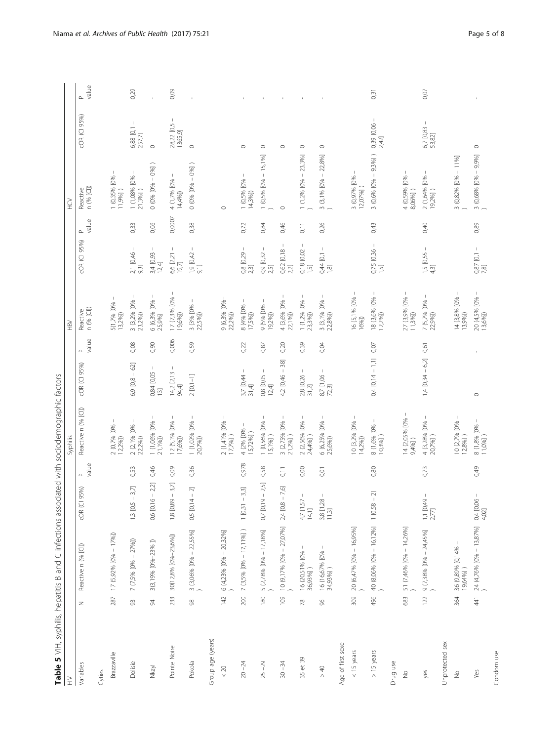**Table 5** VIH, syphilis, hepatitis B and C infections associated with sociodemographic factors

| HIV | | | | | Syphilis | | | HBV | | | HCV | | |
|---|---|---|---|---|---|---|---|---|---|---|---|---|---|
| Variables | N | Reactive n (% [CI]) | cOR (CI 95%) | P value | Reactive n (% [CI]) | cOR (CI 95%) | P value | Reactive n (% [CI]) | cOR (CI 95%) | P value | Reactive n (% [CI]) | cOR (CI 95%) | P value |
| Cyties | | | | | | | | | | | | | |
| Brazzaville | 287 | 17 (5,92% [0% – 17%]) | | | 2 (0,7% [0% – 12,2%]) | | | 5(1,7% [0% – 13,2%]) | | | 1 (0,35% [0% – 11,9%] ) | | |
| Dolisie | 93 | 7 (7,5% [0% – 27%]) | 1,3 [0,5 – 3,7] | 0,53 | 2 (2,1% [0% – 22,2%]) | 6,9 [0,8 – 62] | 0,08 | 3 (3,2% [0% – 23,2%]) | 2,1 [0,46 – 9,3] | 0,33 | 1 (1,08% [0% – 21,3%] ) | 6,88 [0,1 – 257,7] | 0,29 |
| Nkayi | 94 | 3(3,19% [0%–23% ]) | 0,6 [0,16 – 2,2] | 0,46 | 1 (1,06% [0% – 21,1%]) | 0,84 [0,05 – 13] | 0,90 | 6 (6,3% [0% – 25,9%] | 3,4 [0,93 – 12,4] | 0,06 | 0 (0% [0% – 0%] ) | 0 | - |
| Pointe Noire | 233 | 30(12,8% [0%–23,6%]) | 1,8 [0,89 – 3,7] | 0,09 | 12 (5,1% [0% – 17,6%]) | 14,2 [2,13 – 94,4] | 0,006 | 17 (7,3% [0% – 19,6%]) | 6,6 [2,21 – 19,7] | 0,0007 | 4 (1,7% [0% – 14,4%]) | 28,22 [0,5 – 1365,9] | 0,09 |
| Pokola | 98 | 3 (3,06% [0% – 22,55%] ) | 0,5 [0,14 – 2] | 0,36 | 1 (1,02% [0% – 20,7%]) | 2 [0,1–1] | 0,59 | 3 (3% [0% – 22,5%]) | 1,9 [0,42 – 9,1] | 0,38 | 0 (0% [0% – 0%] ) | 0 | - |
| Group age (years) | | | | | | | | | | | | | |
| < 20 | 142 | 6 (4,23% [0% – 20,32%] ) | | | 2 (1,41% [0% – 17,7%] ) | | | 9 (6,3% [0%– 22,2%]) | | | 0 | | |
| 20 –24 | 200 | 7 (3,5% [0% – 17,11%] ) | 1 [0,31 – 3,3] | 0,978 | 4 (2% [0% – 15,72%] ) | 3,7 [0,44 – 31,4] | 0,22 | 8 (4% [0% – 17,5%]) | 0,8 [0,29 – 2,3] | 0,72 | 1 (0,5% [0% – 14,3%]) | 0 | - |
| 25 –29 | 180 | 5 (2,78% [0% – 17,18%] ) | 0,7 [0,19 – 2,5] | 0,58 | 1 (0,56% [0% – 15,1%] ) | 0,8 [0,05 – 12,4] | 0,87 | 9 (5% [0% – 19,2%]) | 0,9 [0,32 – 2,5] | 0,84 | 1 (0,5% [0% – 15,1%] ) | 0 | - |
| 30 –34 | 109 | 10 (9,17% [0% – 27,07%] ) | 2,4 [0,8 – 7,6] | 0,11 | 3 (2,75% [0% – 21,2%] ) | 4,2 [0,46 – 38] | 0,20 | 4 (3,6% [0% – 22,1%]) | 0,62 [0,18 – 2,2] | 0,46 | 0 | 0 | - |
| 35 et 39 | 78 | 16 (20,51% [0% – 36,93%] ) | 4,7 [1,57 – 14,1] | 0,00 | 2 (2,56% [0% – 24,4%] ) | 2,8 [0,26 – 31,2] | 0,39 | 1 (1,2% [0% – 23,3%]) | 0,18 [0,02 – 1,5] | 0,11 | 1 (1,2% [0% – 23,3%] ) | 0 | - |
| > 40 | 96 | 16 (16,67% [0% – 34,93%] ) | 3,8 [1,28 – 11,3] | 0,01 | 6 (6,25% [0% – 25,6%]) | 8,7 [1,06 – 72,3] | 0,04 | 3 (3,1% [0% – 22,8%]) | 0,44 [0,1 – 1,8] | 0,26 | 3 (3,1% [0% – 22,8%] ) | 0 | - |
| Age of first sexe | | | | | | | | | | | | | |
| < 15 years | 309 | 20 (6,47% [0% – 16,95%] ) | | | 10 (3,2% [0% – 14,2%]) | | | 16 (5,1% [0% – 16%]) | | | 3 (0,97% [0% – 12,07%] ) | | |
| > 15 years | 496 | 40 (8,06% [0% – 16,12%] ) | 1 [0,58 – 2] | 0,80 | 8 (1,6% [0% – 10,3%] ) | 0,4 [0,14 – 1,1] | 0,07 | 18 (3,6% [0% – 12,2%]) | 0,75 [0,36 – 1,5] | 0,43 | 3 (0,6% [0% – 9,3%] ) | 0,39 [0,06 – 2,42] | 0,31 |
| Drug use | | | | | | | | | | | | | |
| No | 683 | 51 (7,46% [0% – 14,26%] ) | | | 14 (2,05% [0% – 9,4%] ) | | | 27 (3,9% [0% – 11,3%]) | | | 4 (0,59% [0% – 8,06%] ) | | |
| yes | 122 | 9 (7,38% [0% – 24,45%] ) | 1,1 [0,49 – 2,77] | 0,73 | 4 (3,28% [0% – 20,7%] ) | 1,4 [0,34 – 6,2] | 0,61 | 7 (5,7% [0% – 22,9%]) | 1,5 [0,55 – 4,3] | 0,40 | 2 (1,64% [0% – 19,2%] ) | 6,7 [0,83 – 53,82] | 0,07 |
| Unprotected sex | | | | | | | | | | | | | |
| No | 364 | 36 (9,89% [0,14% – 19,64%] ) | | | 10 (2,7% [0% – 12,8%] ) | | | 14 (3,8% [0% – 13,9%]) | | | 3 (0,82% [0% – 11%] ) | | |
| Yes | 441 | 24 (4,76% [0% – 13,87%] ) | 0,4 [0,06 – 4,02] | 0,49 | 8 (1,8% [0% – 11,0%] ) | 0 | - | 20 (4,5% [0% – 13,6%]) | 0,87 [0,1 – 7,8] | 0,89 | 3 (0,68% [0% – 9,9%] ) | 0 | - |
| Condom use | | | | | | | | | | | | | |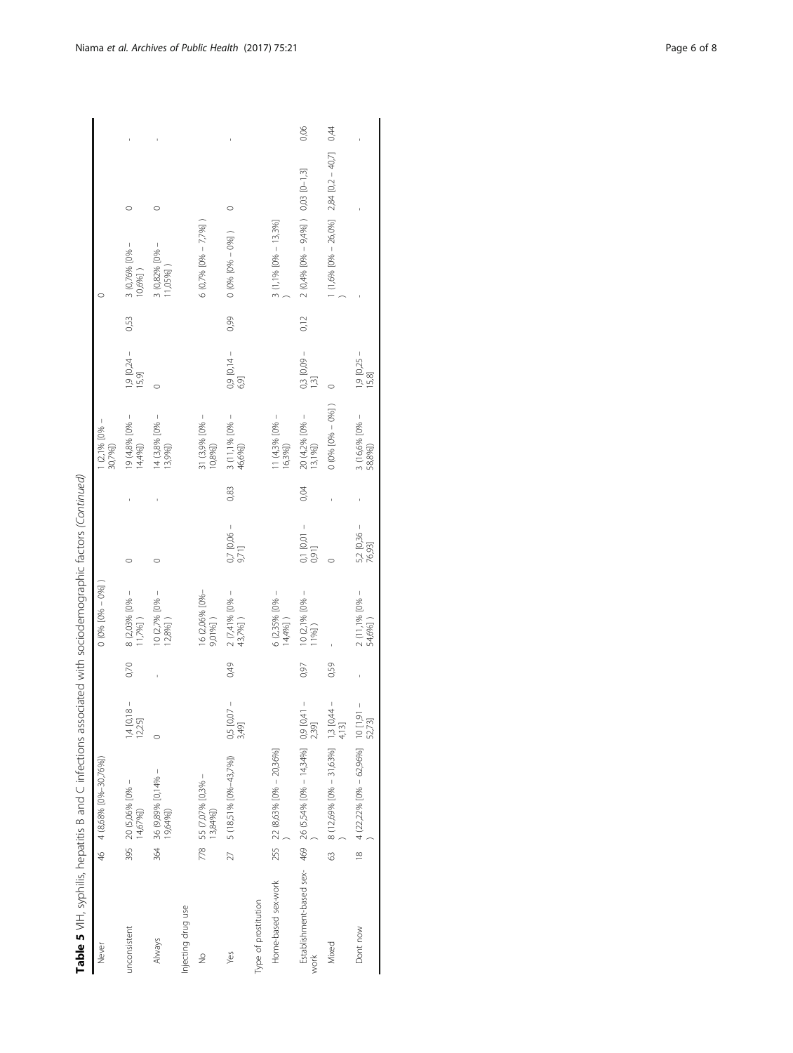**Table 5** VIH, syphilis, hepatitis B and C infections associated with sociodemographic factors *(Continued)*

| | | | | | | | | | | | | | |
|---|---|---|---|---|---|---|---|---|---|---|---|---|---|
| Never | 46 | 4 (8,68% [0%–30,76%]) | | | 0 (0% [0% – 0%] ) | | | 1 (2,1% [0% – 30,7%]) | | | 0 | | |
| unconsistent | 395 | 20 (5,06% [0% – 14,67%]) | 1,4 [0,18 – 12,25] | 0,70 | 8 (2,03% [0% – 11,7%] ) | 0 | - | 19 (4,8% [0% – 14,4%]) | 1,9 [0,24 – 15,9] | 0,53 | 3 (0,76% [0% – 10,6%] ) | 0 | - |
| Always | 364 | 36 (9,89% [0,14% – 19,64%]) | 0 | - | 10 (2,7% [0% – 12,8%] ) | 0 | - | 14 (3,8% [0% – 13,9%]) | 0 | | 3 (0,82% [0% – 11,05%] ) | 0 | - |
| Injecting drug use | | | | | | | | | | | | | |
| No | 778 | 55 (7,07% [0,3% – 13,84%]) | | | 16 (2,06% [0%– 9,01%] ) | | | 31 (3,9% [0% – 10,8%]) | | | 6 (0,7% [0% – 7,7%] ) | | |
| Yes | 27 | 5 (18,51% [0%–43,7%]) | 0,5 [0,07 – 3,49] | 0,49 | 2 (7,41% [0% – 43,7%] ) | 0,7 [0,06 – 9,71] | 0,83 | 3 (11,1% [0% – 46,6%]) | 0,9 [0,14 – 6,9] | 0,99 | 0 (0% [0% – 0%] ) | 0 | - |
| Type of prostitution | | | | | | | | | | | | | |
| Home-based sex-work | 255 | 22 (8,63% [0% – 20,36%] ) | | | 6 (2,35% [0% – 14,4%] ) | | | 11 (4,3% [0% – 16,3%]) | | | 3 (1,1% [0% – 13,3%] ) | | |
| Establishment-based sex-work | 469 | 26 (5,54% [0% – 14,34%] ) | 0,9 [0,41 – 2,39] | 0,97 | 10 (2,1% [0% – 11%] ) | 0,1 [0,01 – 0,91] | 0,04 | 20 (4,2% [0% – 13,1%]) | 0,3 [0,09 – 1,3] | 0,12 | 2 (0,4% [0% – 9,4%] ) | 0,03 [0–1,3] | 0,06 |
| Mixed | 63 | 8 (12,69% [0% – 31,63%] ) | 1,3 [0,44 – 4,13] | 0,59 | - | 0 | - | 0 (0% [0% – 0%] ) | 0 | | 1 (1,6% [0% – 26,0%] ) | 2,84 [0,2 – 40,7] | 0,44 |
| Dont now | 18 | 4 (22,22% [0% – 62,96%] ) | 10 [1,91 – 52,73] | - | 2 (11,1% [0% – 54,6%] ) | 5,2 [0,36 – 76,93] | - | 3 (16,6% [0% – 58,8%]) | 1,9 [0,25 – 15,8] | | - | - | - |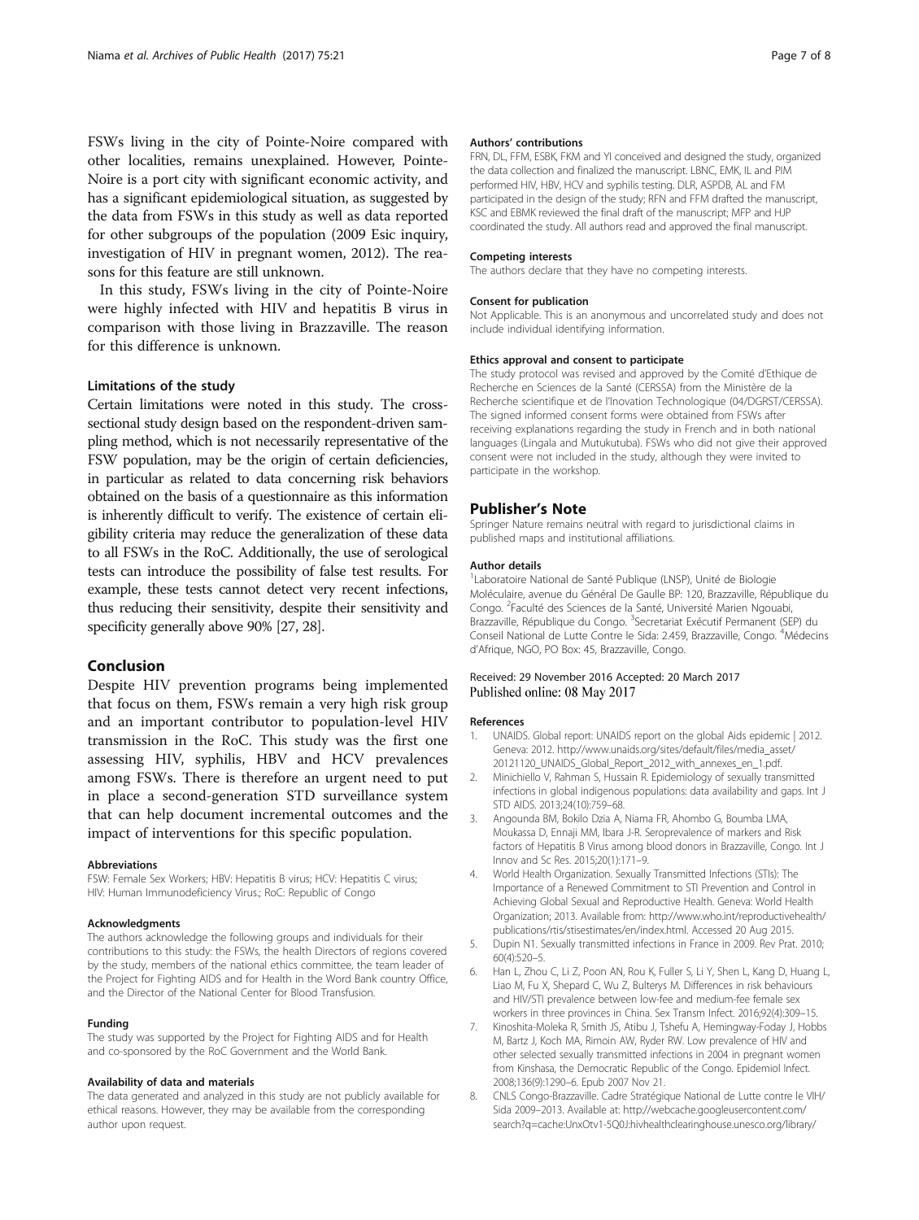FSWs living in the city of Pointe-Noire compared with other localities, remains unexplained. However, Pointe-Noire is a port city with significant economic activity, and has a significant epidemiological situation, as suggested by the data from FSWs in this study as well as data reported for other subgroups of the population (2009 Esic inquiry, investigation of HIV in pregnant women, 2012). The reasons for this feature are still unknown.

In this study, FSWs living in the city of Pointe-Noire were highly infected with HIV and hepatitis B virus in comparison with those living in Brazzaville. The reason for this difference is unknown.

### Limitations of the study

Certain limitations were noted in this study. The cross-sectional study design based on the respondent-driven sampling method, which is not necessarily representative of the FSW population, may be the origin of certain deficiencies, in particular as related to data concerning risk behaviors obtained on the basis of a questionnaire as this information is inherently difficult to verify. The existence of certain eligibility criteria may reduce the generalization of these data to all FSWs in the RoC. Additionally, the use of serological tests can introduce the possibility of false test results. For example, these tests cannot detect very recent infections, thus reducing their sensitivity, despite their sensitivity and specificity generally above 90% [27, 28].

## Conclusion

Despite HIV prevention programs being implemented that focus on them, FSWs remain a very high risk group and an important contributor to population-level HIV transmission in the RoC. This study was the first one assessing HIV, syphilis, HBV and HCV prevalences among FSWs. There is therefore an urgent need to put in place a second-generation STD surveillance system that can help document incremental outcomes and the impact of interventions for this specific population.

#### Abbreviations

FSW: Female Sex Workers; HBV: Hepatitis B virus; HCV: Hepatitis C virus; HIV: Human Immunodeficiency Virus.; RoC: Republic of Congo

#### Acknowledgments

The authors acknowledge the following groups and individuals for their contributions to this study: the FSWs, the health Directors of regions covered by the study, members of the national ethics committee, the team leader of the Project for Fighting AIDS and for Health in the Word Bank country Office, and the Director of the National Center for Blood Transfusion.

#### Funding

The study was supported by the Project for Fighting AIDS and for Health and co-sponsored by the RoC Government and the World Bank.

#### Availability of data and materials

The data generated and analyzed in this study are not publicly available for ethical reasons. However, they may be available from the corresponding author upon request.

#### Authors' contributions

FRN, DL, FFM, ESBK, FKM and YI conceived and designed the study, organized the data collection and finalized the manuscript. LBNC, EMK, IL and PIM performed HIV, HBV, HCV and syphilis testing. DLR, ASPDB, AL and FM participated in the design of the study; RFN and FFM drafted the manuscript, KSC and EBMK reviewed the final draft of the manuscript; MFP and HJP coordinated the study. All authors read and approved the final manuscript.

#### Competing interests

The authors declare that they have no competing interests.

#### Consent for publication

Not Applicable. This is an anonymous and uncorrelated study and does not include individual identifying information.

#### Ethics approval and consent to participate

The study protocol was revised and approved by the Comité d'Ethique de Recherche en Sciences de la Santé (CERSSA) from the Ministère de la Recherche scientifique et de l'Inovation Technologique (04/DGRST/CERSSA). The signed informed consent forms were obtained from FSWs after receiving explanations regarding the study in French and in both national languages (Lingala and Mutukutuba). FSWs who did not give their approved consent were not included in the study, although they were invited to participate in the workshop.

## Publisher's Note

Springer Nature remains neutral with regard to jurisdictional claims in published maps and institutional affiliations.

#### Author details

[1]Laboratoire National de Santé Publique (LNSP), Unité de Biologie Moléculaire, avenue du Général De Gaulle BP: 120, Brazzaville, République du Congo. [2]Faculté des Sciences de la Santé, Université Marien Ngouabi, Brazzaville, République du Congo. [3]Secretariat Exécutif Permanent (SEP) du Conseil National de Lutte Contre le Sida: 2.459, Brazzaville, Congo. [4]Médecins d'Afrique, NGO, PO Box: 45, Brazzaville, Congo.

Received: 29 November 2016 Accepted: 20 March 2017
Published online: 08 May 2017

#### References

1. UNAIDS. Global report: UNAIDS report on the global Aids epidemic | 2012. Geneva: 2012. http://www.unaids.org/sites/default/files/media_asset/20121120_UNAIDS_Global_Report_2012_with_annexes_en_1.pdf.
2. Minichiello V, Rahman S, Hussain R. Epidemiology of sexually transmitted infections in global indigenous populations: data availability and gaps. Int J STD AIDS. 2013;24(10):759–68.
3. Angounda BM, Bokilo Dzia A, Niama FR, Ahombo G, Boumba LMA, Moukassa D, Ennaji MM, Ibara J-R. Seroprevalence of markers and Risk factors of Hepatitis B Virus among blood donors in Brazzaville, Congo. Int J Innov and Sc Res. 2015;20(1):171–9.
4. World Health Organization. Sexually Transmitted Infections (STIs): The Importance of a Renewed Commitment to STI Prevention and Control in Achieving Global Sexual and Reproductive Health. Geneva: World Health Organization; 2013. Available from: http://www.who.int/reproductivehealth/publications/rtis/stisestimates/en/index.html. Accessed 20 Aug 2015.
5. Dupin N1. Sexually transmitted infections in France in 2009. Rev Prat. 2010;60(4):520–5.
6. Han L, Zhou C, Li Z, Poon AN, Rou K, Fuller S, Li Y, Shen L, Kang D, Huang L, Liao M, Fu X, Shepard C, Wu Z, Bulterys M. Differences in risk behaviours and HIV/STI prevalence between low-fee and medium-fee female sex workers in three provinces in China. Sex Transm Infect. 2016;92(4):309–15.
7. Kinoshita-Moleka R, Smith JS, Atibu J, Tshefu A, Hemingway-Foday J, Hobbs M, Bartz J, Koch MA, Rimoin AW, Ryder RW. Low prevalence of HIV and other selected sexually transmitted infections in 2004 in pregnant women from Kinshasa, the Democratic Republic of the Congo. Epidemiol Infect. 2008;136(9):1290–6. Epub 2007 Nov 21.
8. CNLS Congo-Brazzaville. Cadre Stratégique National de Lutte contre le VIH/Sida 2009–2013. Available at: http://webcache.googleusercontent.com/search?q=cache:UnxOtv1-5Q0J:hivhealthclearinghouse.unesco.org/library/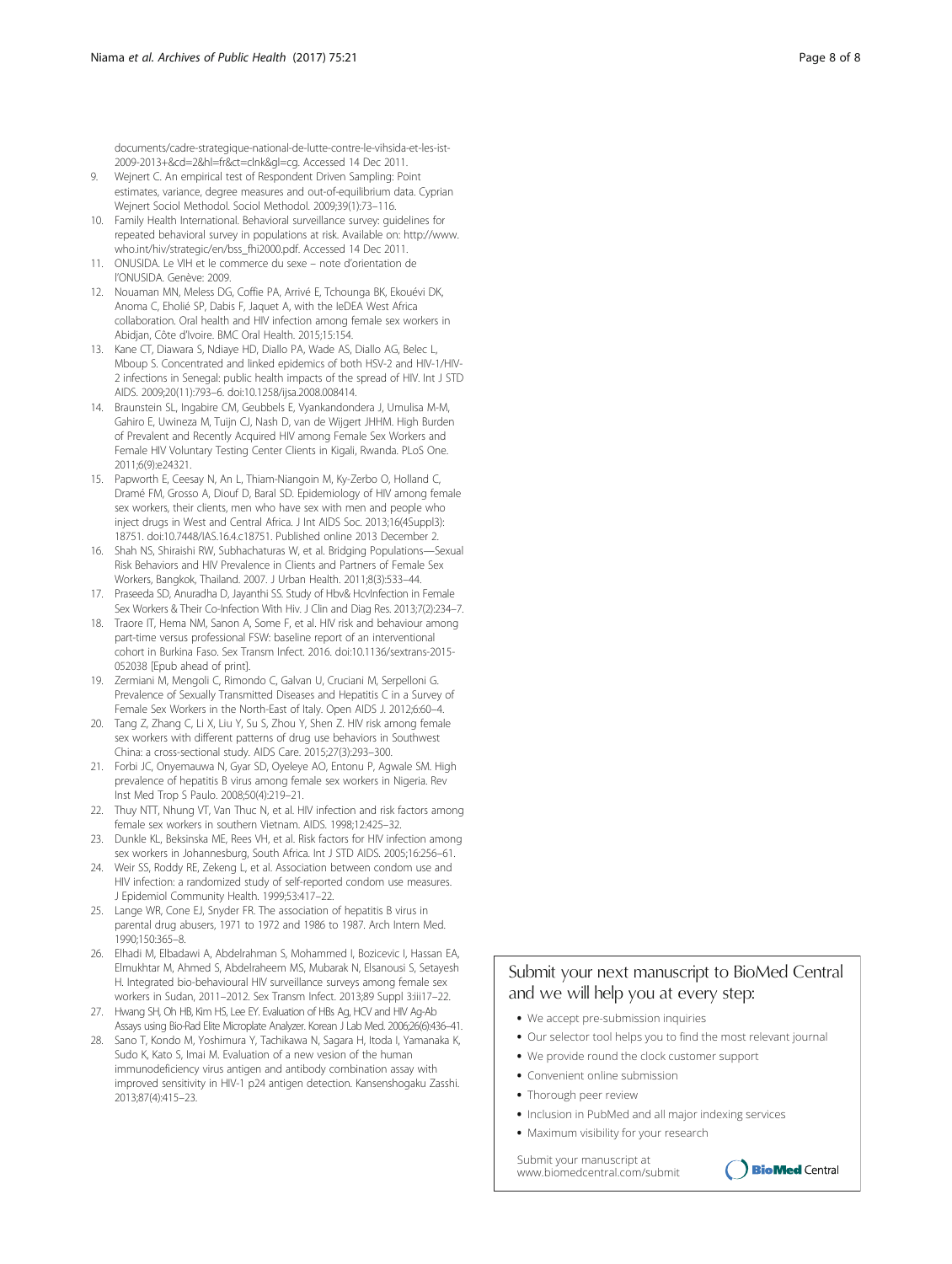documents/cadre-strategique-national-de-lutte-contre-le-vihsida-et-les-ist-2009-2013+&cd=2&hl=fr&ct=clnk&gl=cg. Accessed 14 Dec 2011.

9. Wejnert C. An empirical test of Respondent Driven Sampling: Point estimates, variance, degree measures and out-of-equilibrium data. Cyprian Wejnert Sociol Methodol. Sociol Methodol. 2009;39(1):73–116.
10. Family Health International. Behavioral surveillance survey: guidelines for repeated behavioral survey in populations at risk. Available on: http://www.who.int/hiv/strategic/en/bss_fhi2000.pdf. Accessed 14 Dec 2011.
11. ONUSIDA. Le VIH et le commerce du sexe – note d'orientation de l'ONUSIDA. Genève: 2009.
12. Nouaman MN, Meless DG, Coffie PA, Arrivé E, Tchounga BK, Ekouévi DK, Anoma C, Eholié SP, Dabis F, Jaquet A, with the IeDEA West Africa collaboration. Oral health and HIV infection among female sex workers in Abidjan, Côte d'Ivoire. BMC Oral Health. 2015;15:154.
13. Kane CT, Diawara S, Ndiaye HD, Diallo PA, Wade AS, Diallo AG, Belec L, Mboup S. Concentrated and linked epidemics of both HSV-2 and HIV-1/HIV-2 infections in Senegal: public health impacts of the spread of HIV. Int J STD AIDS. 2009;20(11):793–6. doi:10.1258/ijsa.2008.008414.
14. Braunstein SL, Ingabire CM, Geubbels E, Vyankandondera J, Umulisa M-M, Gahiro E, Uwineza M, Tuijn CJ, Nash D, van de Wijgert JHHM. High Burden of Prevalent and Recently Acquired HIV among Female Sex Workers and Female HIV Voluntary Testing Center Clients in Kigali, Rwanda. PLoS One. 2011;6(9):e24321.
15. Papworth E, Ceesay N, An L, Thiam-Niangoin M, Ky-Zerbo O, Holland C, Dramé FM, Grosso A, Diouf D, Baral SD. Epidemiology of HIV among female sex workers, their clients, men who have sex with men and people who inject drugs in West and Central Africa. J Int AIDS Soc. 2013;16(4Suppl3): 18751. doi:10.7448/IAS.16.4.c18751. Published online 2013 December 2.
16. Shah NS, Shiraishi RW, Subhachaturas W, et al. Bridging Populations—Sexual Risk Behaviors and HIV Prevalence in Clients and Partners of Female Sex Workers, Bangkok, Thailand. 2007. J Urban Health. 2011;8(3):533–44.
17. Praseeda SD, Anuradha D, Jayanthi SS. Study of Hbv& HcvInfection in Female Sex Workers & Their Co-Infection With Hiv. J Clin and Diag Res. 2013;7(2):234–7.
18. Traore IT, Hema NM, Sanon A, Some F, et al. HIV risk and behaviour among part-time versus professional FSW: baseline report of an interventional cohort in Burkina Faso. Sex Transm Infect. 2016. doi:10.1136/sextrans-2015-052038 [Epub ahead of print].
19. Zermiani M, Mengoli C, Rimondo C, Galvan U, Cruciani M, Serpelloni G. Prevalence of Sexually Transmitted Diseases and Hepatitis C in a Survey of Female Sex Workers in the North-East of Italy. Open AIDS J. 2012;6:60–4.
20. Tang Z, Zhang C, Li X, Liu Y, Su S, Zhou Y, Shen Z. HIV risk among female sex workers with different patterns of drug use behaviors in Southwest China: a cross-sectional study. AIDS Care. 2015;27(3):293–300.
21. Forbi JC, Onyemauwa N, Gyar SD, Oyeleye AO, Entonu P, Agwale SM. High prevalence of hepatitis B virus among female sex workers in Nigeria. Rev Inst Med Trop S Paulo. 2008;50(4):219–21.
22. Thuy NTT, Nhung VT, Van Thuc N, et al. HIV infection and risk factors among female sex workers in southern Vietnam. AIDS. 1998;12:425–32.
23. Dunkle KL, Beksinska ME, Rees VH, et al. Risk factors for HIV infection among sex workers in Johannesburg, South Africa. Int J STD AIDS. 2005;16:256–61.
24. Weir SS, Roddy RE, Zekeng L, et al. Association between condom use and HIV infection: a randomized study of self-reported condom use measures. J Epidemiol Community Health. 1999;53:417–22.
25. Lange WR, Cone EJ, Snyder FR. The association of hepatitis B virus in parental drug abusers, 1971 to 1972 and 1986 to 1987. Arch Intern Med. 1990;150:365–8.
26. Elhadi M, Elbadawi A, Abdelrahman S, Mohammed I, Bozicevic I, Hassan EA, Elmukhtar M, Ahmed S, Abdelraheem MS, Mubarak N, Elsanousi S, Setayesh H. Integrated bio-behavioural HIV surveillance surveys among female sex workers in Sudan, 2011–2012. Sex Transm Infect. 2013;89 Suppl 3:iii17–22.
27. Hwang SH, Oh HB, Kim HS, Lee EY. Evaluation of HBs Ag, HCV and HIV Ag-Ab Assays using Bio-Rad Elite Microplate Analyzer. Korean J Lab Med. 2006;26(6):436–41.
28. Sano T, Kondo M, Yoshimura Y, Tachikawa N, Sagara H, Itoda I, Yamanaka K, Sudo K, Kato S, Imai M. Evaluation of a new vesion of the human immunodeficiency virus antigen and antibody combination assay with improved sensitivity in HIV-1 p24 antigen detection. Kansenshogaku Zasshi. 2013;87(4):415–23.

Submit your next manuscript to BioMed Central and we will help you at every step:

- We accept pre-submission inquiries
- Our selector tool helps you to find the most relevant journal
- We provide round the clock customer support
- Convenient online submission
- Thorough peer review
- Inclusion in PubMed and all major indexing services
- Maximum visibility for your research

Submit your manuscript at www.biomedcentral.com/submit